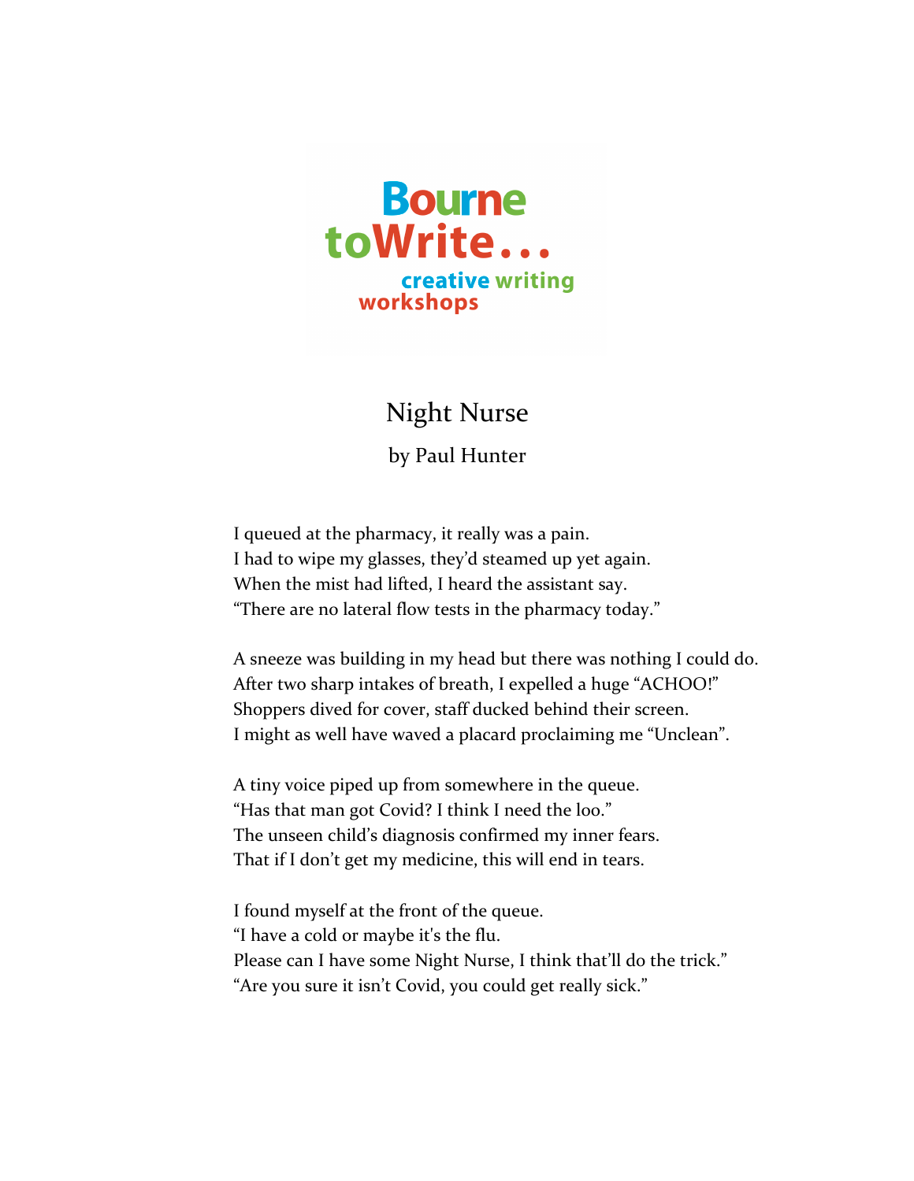Bourne toWrite...

creative writing workshops

# Night Nurse

by Paul Hunter

I queued at the pharmacy, it really was a pain.  
I had to wipe my glasses, they'd steamed up yet again.  
When the mist had lifted, I heard the assistant say.  
"There are no lateral flow tests in the pharmacy today."

A sneeze was building in my head but there was nothing I could do.  
After two sharp intakes of breath, I expelled a huge "ACHOO!"  
Shoppers dived for cover, staff ducked behind their screen.  
I might as well have waved a placard proclaiming me "Unclean".

A tiny voice piped up from somewhere in the queue.  
"Has that man got Covid? I think I need the loo."  
The unseen child's diagnosis confirmed my inner fears.  
That if I don't get my medicine, this will end in tears.

I found myself at the front of the queue.  
"I have a cold or maybe it's the flu.  
Please can I have some Night Nurse, I think that'll do the trick."  
"Are you sure it isn't Covid, you could get really sick."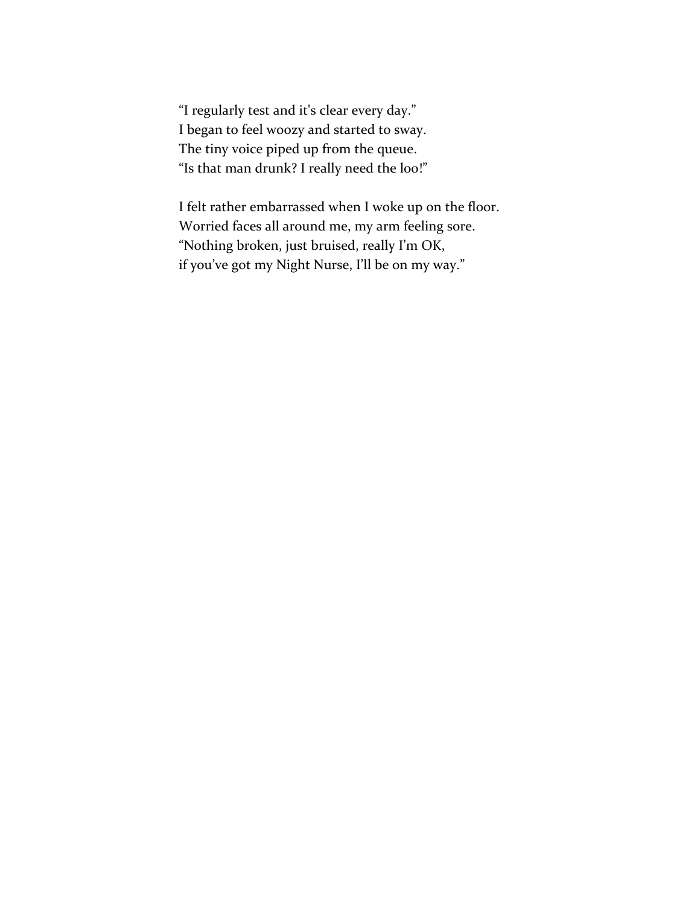"I regularly test and it's clear every day."
I began to feel woozy and started to sway.
The tiny voice piped up from the queue.
"Is that man drunk? I really need the loo!"

I felt rather embarrassed when I woke up on the floor.
Worried faces all around me, my arm feeling sore.
"Nothing broken, just bruised, really I'm OK,
if you've got my Night Nurse, I'll be on my way."